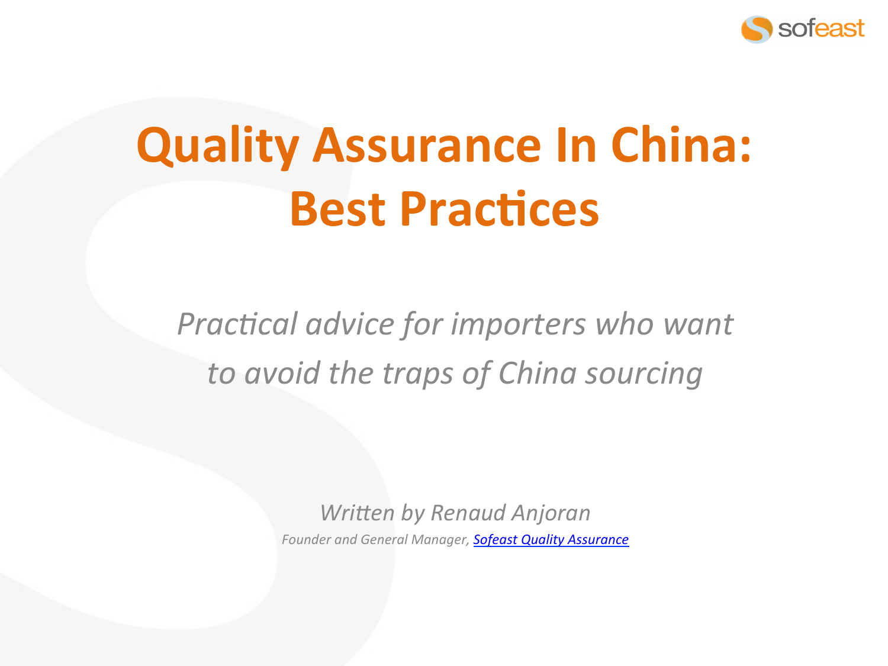sofeast

# Quality Assurance In China: Best Practices

*Practical advice for importers who want to avoid the traps of China sourcing*

*Written by Renaud Anjoran*

*Founder and General Manager, Sofeast Quality Assurance*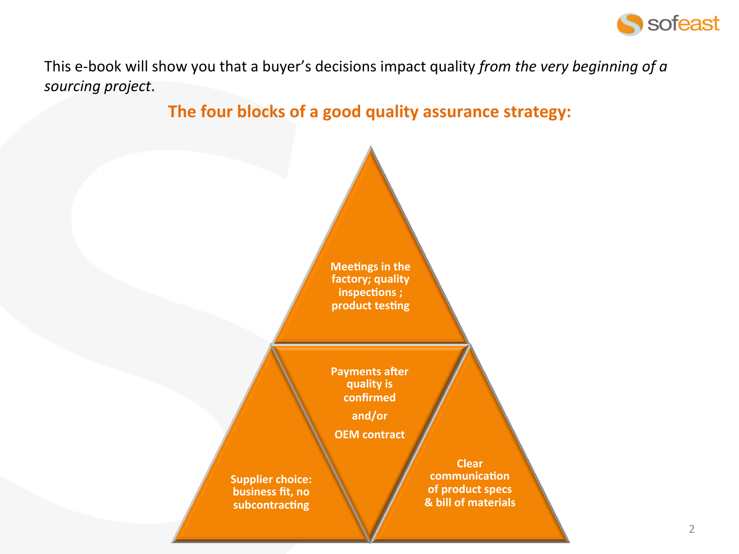This e-book will show you that a buyer's decisions impact quality *from the very beginning of a sourcing project*.

## The four blocks of a good quality assurance strategy:

**Meetings in the factory; quality inspections ; product testing**

**Payments after quality is confirmed**

**and/or**

**OEM contract**

**Supplier choice: business fit, no subcontracting**

**Clear communication of product specs & bill of materials**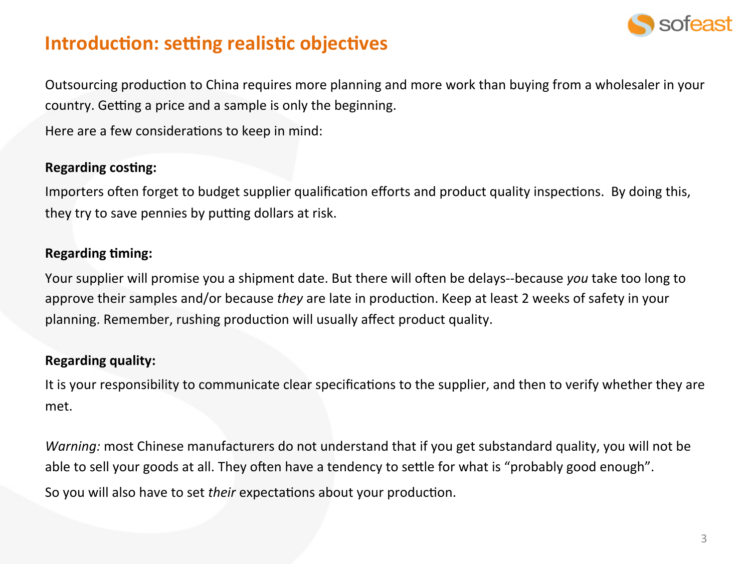## Introduction: setting realistic objectives

Outsourcing production to China requires more planning and more work than buying from a wholesaler in your country. Getting a price and a sample is only the beginning.

Here are a few considerations to keep in mind:

**Regarding costing:**

Importers often forget to budget supplier qualification efforts and product quality inspections. By doing this, they try to save pennies by putting dollars at risk.

**Regarding timing:**

Your supplier will promise you a shipment date. But there will often be delays--because *you* take too long to approve their samples and/or because *they* are late in production. Keep at least 2 weeks of safety in your planning. Remember, rushing production will usually affect product quality.

**Regarding quality:**

It is your responsibility to communicate clear specifications to the supplier, and then to verify whether they are met.

*Warning:* most Chinese manufacturers do not understand that if you get substandard quality, you will not be able to sell your goods at all. They often have a tendency to settle for what is "probably good enough".

So you will also have to set *their* expectations about your production.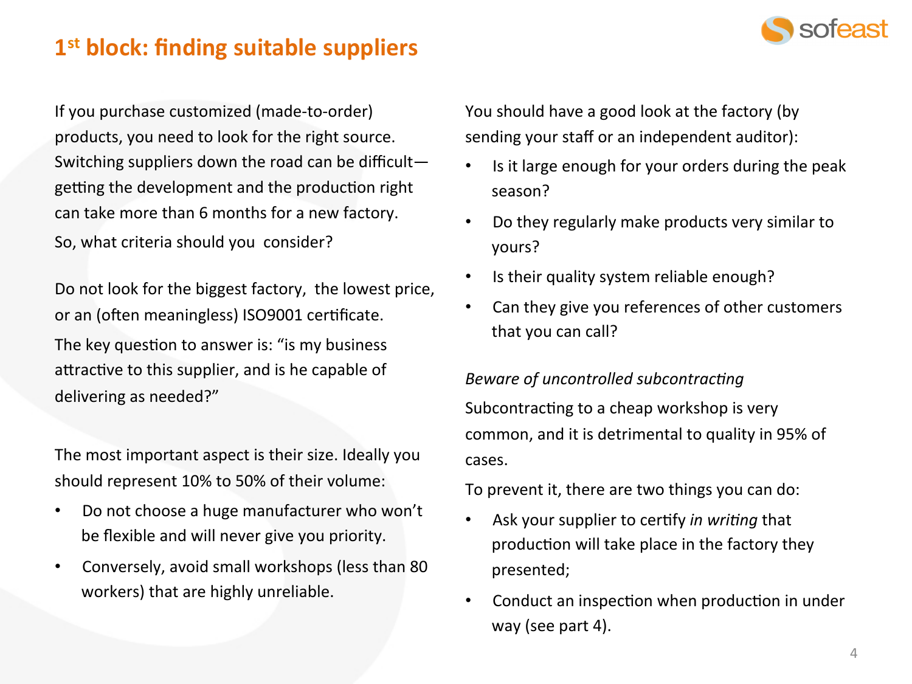# 1st block: finding suitable suppliers

If you purchase customized (made-to-order) products, you need to look for the right source. Switching suppliers down the road can be difficult—getting the development and the production right can take more than 6 months for a new factory.

So, what criteria should you consider?

Do not look for the biggest factory, the lowest price, or an (often meaningless) ISO9001 certificate.

The key question to answer is: "is my business attractive to this supplier, and is he capable of delivering as needed?"

The most important aspect is their size. Ideally you should represent 10% to 50% of their volume:

- Do not choose a huge manufacturer who won't be flexible and will never give you priority.
- Conversely, avoid small workshops (less than 80 workers) that are highly unreliable.

You should have a good look at the factory (by sending your staff or an independent auditor):

- Is it large enough for your orders during the peak season?
- Do they regularly make products very similar to yours?
- Is their quality system reliable enough?
- Can they give you references of other customers that you can call?

*Beware of uncontrolled subcontracting*

Subcontracting to a cheap workshop is very common, and it is detrimental to quality in 95% of cases.

To prevent it, there are two things you can do:

- Ask your supplier to certify *in writing* that production will take place in the factory they presented;
- Conduct an inspection when production in under way (see part 4).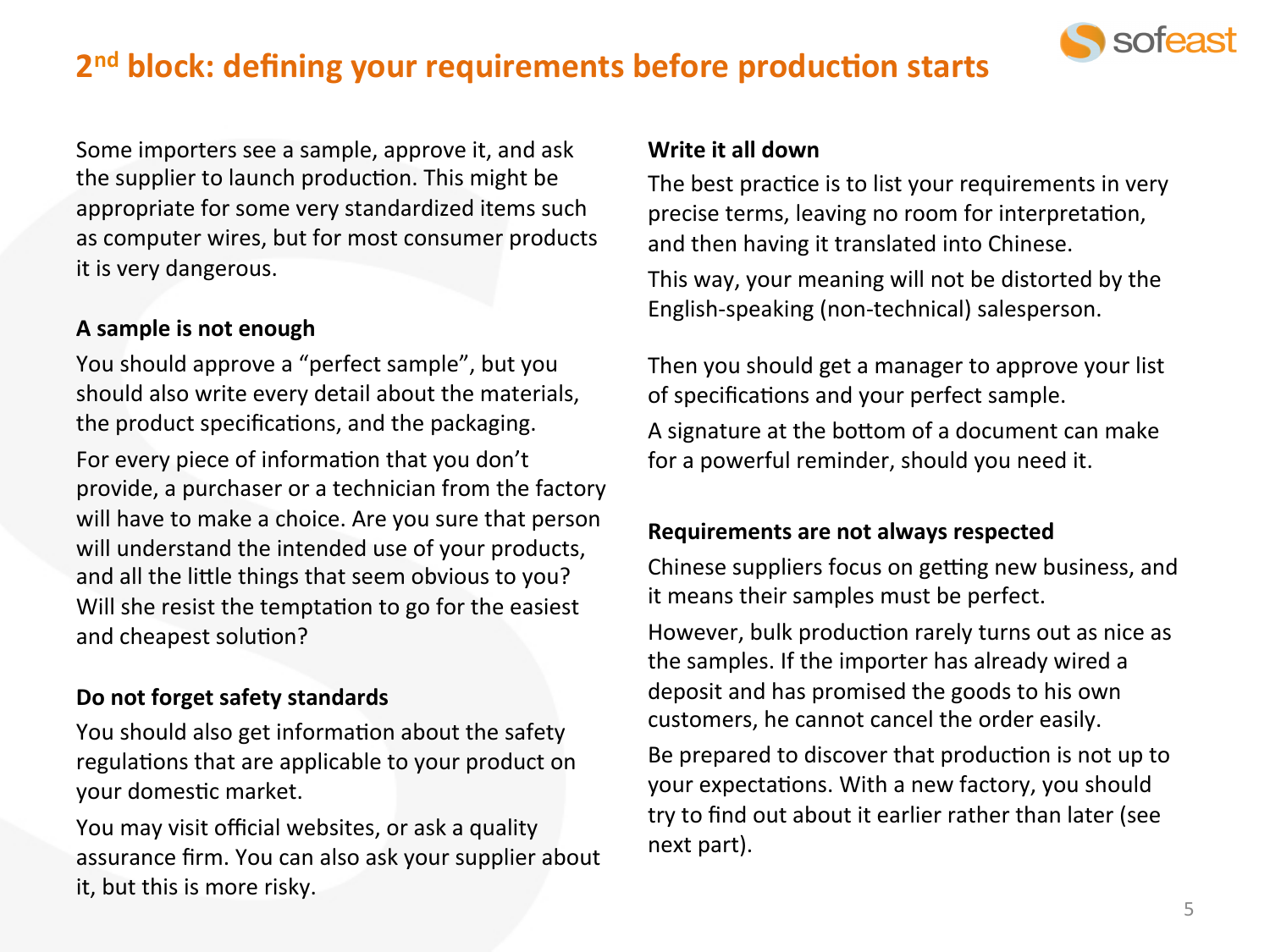# 2nd block: defining your requirements before production starts

Some importers see a sample, approve it, and ask the supplier to launch production. This might be appropriate for some very standardized items such as computer wires, but for most consumer products it is very dangerous.

**A sample is not enough**

You should approve a "perfect sample", but you should also write every detail about the materials, the product specifications, and the packaging.

For every piece of information that you don't provide, a purchaser or a technician from the factory will have to make a choice. Are you sure that person will understand the intended use of your products, and all the little things that seem obvious to you? Will she resist the temptation to go for the easiest and cheapest solution?

**Do not forget safety standards**

You should also get information about the safety regulations that are applicable to your product on your domestic market.

You may visit official websites, or ask a quality assurance firm. You can also ask your supplier about it, but this is more risky.

**Write it all down**

The best practice is to list your requirements in very precise terms, leaving no room for interpretation, and then having it translated into Chinese.

This way, your meaning will not be distorted by the English-speaking (non-technical) salesperson.

Then you should get a manager to approve your list of specifications and your perfect sample.

A signature at the bottom of a document can make for a powerful reminder, should you need it.

**Requirements are not always respected**

Chinese suppliers focus on getting new business, and it means their samples must be perfect.

However, bulk production rarely turns out as nice as the samples. If the importer has already wired a deposit and has promised the goods to his own customers, he cannot cancel the order easily.

Be prepared to discover that production is not up to your expectations. With a new factory, you should try to find out about it earlier rather than later (see next part).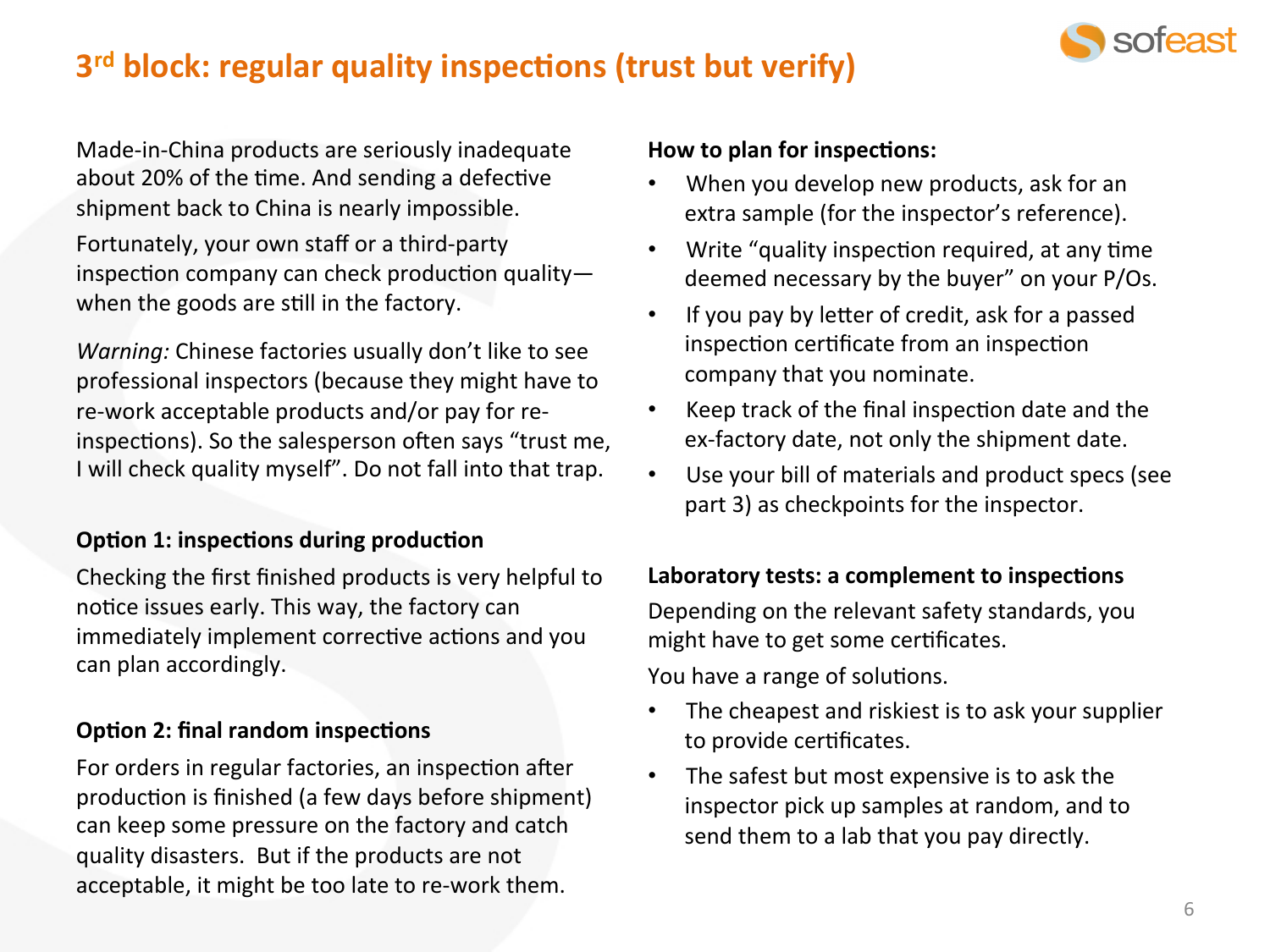# 3rd block: regular quality inspections (trust but verify)

Made-in-China products are seriously inadequate about 20% of the time. And sending a defective shipment back to China is nearly impossible.

Fortunately, your own staff or a third-party inspection company can check production quality—when the goods are still in the factory.

*Warning:* Chinese factories usually don't like to see professional inspectors (because they might have to re-work acceptable products and/or pay for re-inspections). So the salesperson often says "trust me, I will check quality myself". Do not fall into that trap.

**Option 1: inspections during production**

Checking the first finished products is very helpful to notice issues early. This way, the factory can immediately implement corrective actions and you can plan accordingly.

**Option 2: final random inspections**

For orders in regular factories, an inspection after production is finished (a few days before shipment) can keep some pressure on the factory and catch quality disasters. But if the products are not acceptable, it might be too late to re-work them.

**How to plan for inspections:**

- When you develop new products, ask for an extra sample (for the inspector's reference).
- Write "quality inspection required, at any time deemed necessary by the buyer" on your P/Os.
- If you pay by letter of credit, ask for a passed inspection certificate from an inspection company that you nominate.
- Keep track of the final inspection date and the ex-factory date, not only the shipment date.
- Use your bill of materials and product specs (see part 3) as checkpoints for the inspector.

**Laboratory tests: a complement to inspections**

Depending on the relevant safety standards, you might have to get some certificates.

You have a range of solutions.

- The cheapest and riskiest is to ask your supplier to provide certificates.
- The safest but most expensive is to ask the inspector pick up samples at random, and to send them to a lab that you pay directly.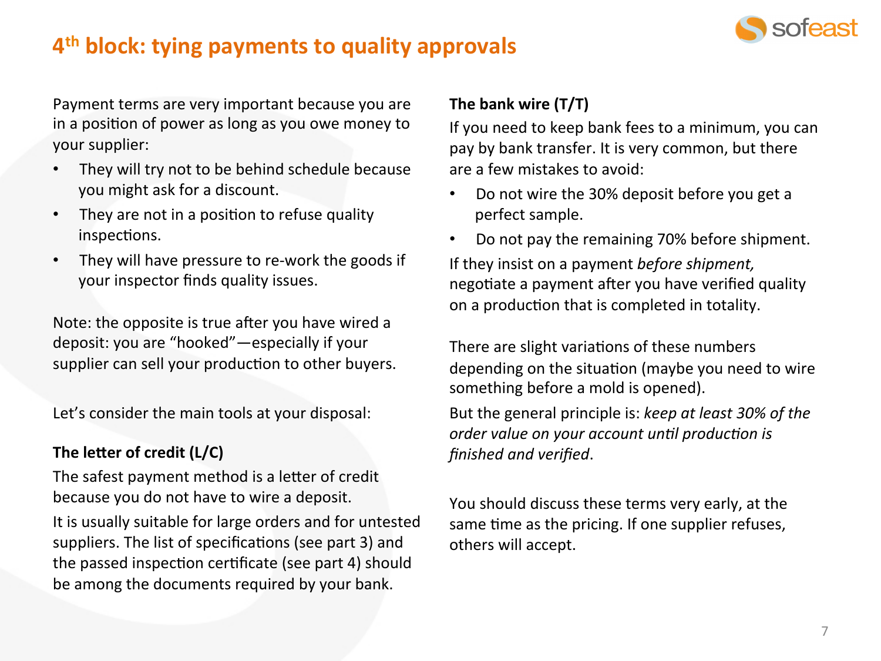## 4th block: tying payments to quality approvals

Payment terms are very important because you are in a position of power as long as you owe money to your supplier:

- They will try not to be behind schedule because you might ask for a discount.
- They are not in a position to refuse quality inspections.
- They will have pressure to re-work the goods if your inspector finds quality issues.

Note: the opposite is true after you have wired a deposit: you are “hooked”—especially if your supplier can sell your production to other buyers.

Let’s consider the main tools at your disposal:

**The letter of credit (L/C)**

The safest payment method is a letter of credit because you do not have to wire a deposit.

It is usually suitable for large orders and for untested suppliers. The list of specifications (see part 3) and the passed inspection certificate (see part 4) should be among the documents required by your bank.

**The bank wire (T/T)**

If you need to keep bank fees to a minimum, you can pay by bank transfer. It is very common, but there are a few mistakes to avoid:

- Do not wire the 30% deposit before you get a perfect sample.
- Do not pay the remaining 70% before shipment.

If they insist on a payment *before shipment,* negotiate a payment after you have verified quality on a production that is completed in totality.

There are slight variations of these numbers depending on the situation (maybe you need to wire something before a mold is opened).

But the general principle is: *keep at least 30% of the order value on your account until production is finished and verified*.

You should discuss these terms very early, at the same time as the pricing. If one supplier refuses, others will accept.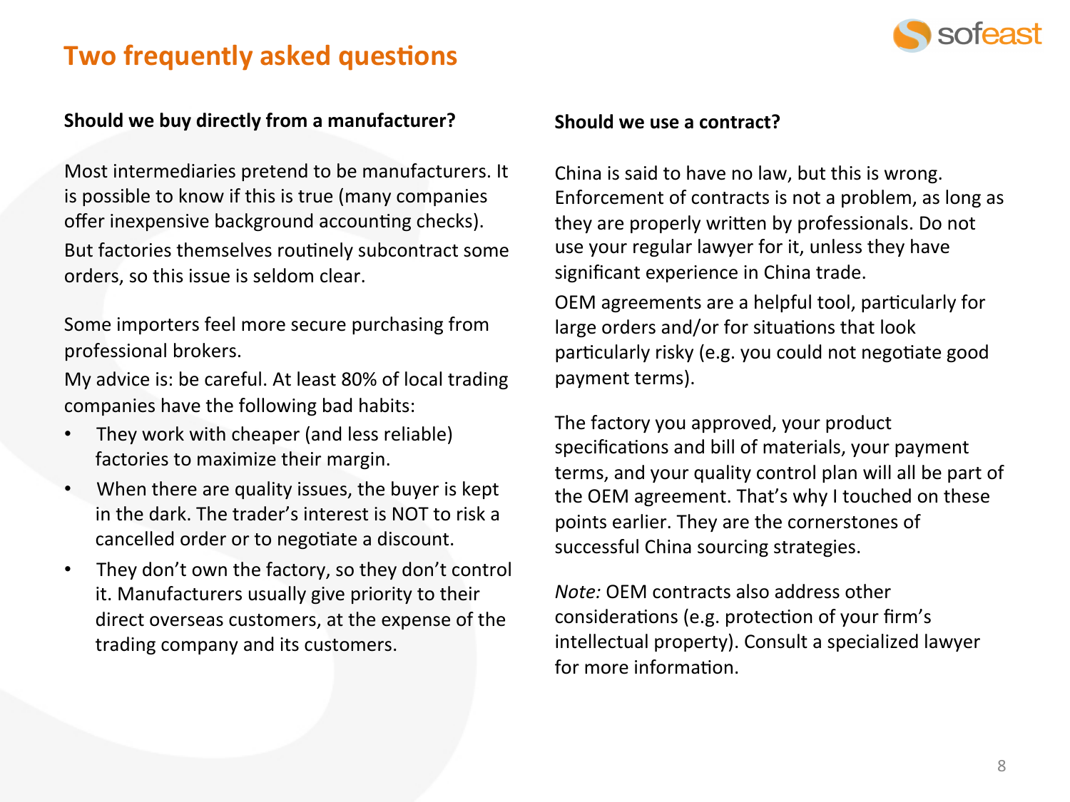# Two frequently asked questions

### Should we buy directly from a manufacturer?

Most intermediaries pretend to be manufacturers. It is possible to know if this is true (many companies offer inexpensive background accounting checks). But factories themselves routinely subcontract some orders, so this issue is seldom clear.

Some importers feel more secure purchasing from professional brokers.
My advice is: be careful. At least 80% of local trading companies have the following bad habits:

- They work with cheaper (and less reliable) factories to maximize their margin.
- When there are quality issues, the buyer is kept in the dark. The trader's interest is NOT to risk a cancelled order or to negotiate a discount.
- They don't own the factory, so they don't control it. Manufacturers usually give priority to their direct overseas customers, at the expense of the trading company and its customers.

### Should we use a contract?

China is said to have no law, but this is wrong. Enforcement of contracts is not a problem, as long as they are properly written by professionals. Do not use your regular lawyer for it, unless they have significant experience in China trade.
OEM agreements are a helpful tool, particularly for large orders and/or for situations that look particularly risky (e.g. you could not negotiate good payment terms).

The factory you approved, your product specifications and bill of materials, your payment terms, and your quality control plan will all be part of the OEM agreement. That's why I touched on these points earlier. They are the cornerstones of successful China sourcing strategies.

*Note:* OEM contracts also address other considerations (e.g. protection of your firm's intellectual property). Consult a specialized lawyer for more information.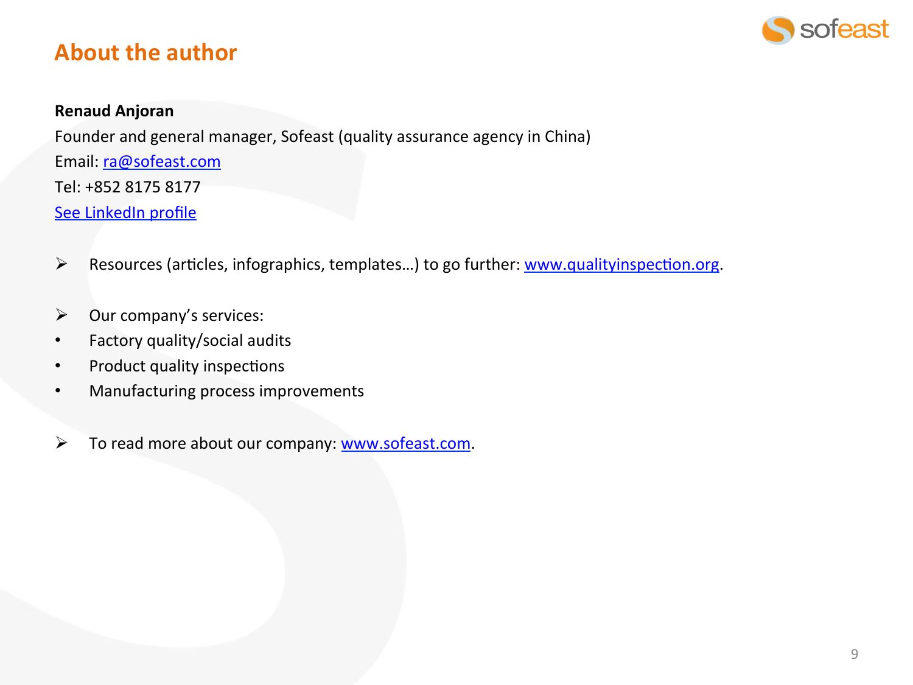## About the author

**Renaud Anjoran**

Founder and general manager, Sofeast (quality assurance agency in China)

Email: [ra@sofeast.com](mailto:ra@sofeast.com)

Tel: +852 8175 8177

See LinkedIn profile

- Resources (articles, infographics, templates…) to go further: www.qualityinspection.org.

- Our company's services:
  - Factory quality/social audits
  - Product quality inspections
  - Manufacturing process improvements

- To read more about our company: www.sofeast.com.